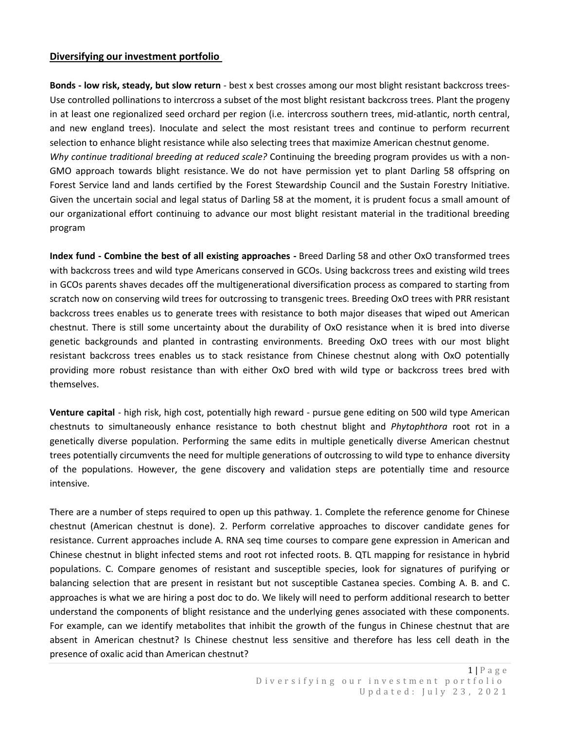## Diversifying our investment portfolio

**Bonds - low risk, steady, but slow return** - best x best crosses among our most blight resistant backcross trees- Use controlled pollinations to intercross a subset of the most blight resistant backcross trees. Plant the progeny in at least one regionalized seed orchard per region (i.e. intercross southern trees, mid-atlantic, north central, and new england trees). Inoculate and select the most resistant trees and continue to perform recurrent selection to enhance blight resistance while also selecting trees that maximize American chestnut genome.
*Why continue traditional breeding at reduced scale?* Continuing the breeding program provides us with a non-GMO approach towards blight resistance. We do not have permission yet to plant Darling 58 offspring on Forest Service land and lands certified by the Forest Stewardship Council and the Sustain Forestry Initiative. Given the uncertain social and legal status of Darling 58 at the moment, it is prudent focus a small amount of our organizational effort continuing to advance our most blight resistant material in the traditional breeding program

**Index fund - Combine the best of all existing approaches -** Breed Darling 58 and other OxO transformed trees with backcross trees and wild type Americans conserved in GCOs. Using backcross trees and existing wild trees in GCOs parents shaves decades off the multigenerational diversification process as compared to starting from scratch now on conserving wild trees for outcrossing to transgenic trees. Breeding OxO trees with PRR resistant backcross trees enables us to generate trees with resistance to both major diseases that wiped out American chestnut. There is still some uncertainty about the durability of OxO resistance when it is bred into diverse genetic backgrounds and planted in contrasting environments. Breeding OxO trees with our most blight resistant backcross trees enables us to stack resistance from Chinese chestnut along with OxO potentially providing more robust resistance than with either OxO bred with wild type or backcross trees bred with themselves.

**Venture capital** - high risk, high cost, potentially high reward - pursue gene editing on 500 wild type American chestnuts to simultaneously enhance resistance to both chestnut blight and *Phytophthora* root rot in a genetically diverse population. Performing the same edits in multiple genetically diverse American chestnut trees potentially circumvents the need for multiple generations of outcrossing to wild type to enhance diversity of the populations. However, the gene discovery and validation steps are potentially time and resource intensive.

There are a number of steps required to open up this pathway. 1. Complete the reference genome for Chinese chestnut (American chestnut is done). 2. Perform correlative approaches to discover candidate genes for resistance. Current approaches include A. RNA seq time courses to compare gene expression in American and Chinese chestnut in blight infected stems and root rot infected roots. B. QTL mapping for resistance in hybrid populations. C. Compare genomes of resistant and susceptible species, look for signatures of purifying or balancing selection that are present in resistant but not susceptible Castanea species. Combing A. B. and C. approaches is what we are hiring a post doc to do. We likely will need to perform additional research to better understand the components of blight resistance and the underlying genes associated with these components. For example, can we identify metabolites that inhibit the growth of the fungus in Chinese chestnut that are absent in American chestnut? Is Chinese chestnut less sensitive and therefore has less cell death in the presence of oxalic acid than American chestnut?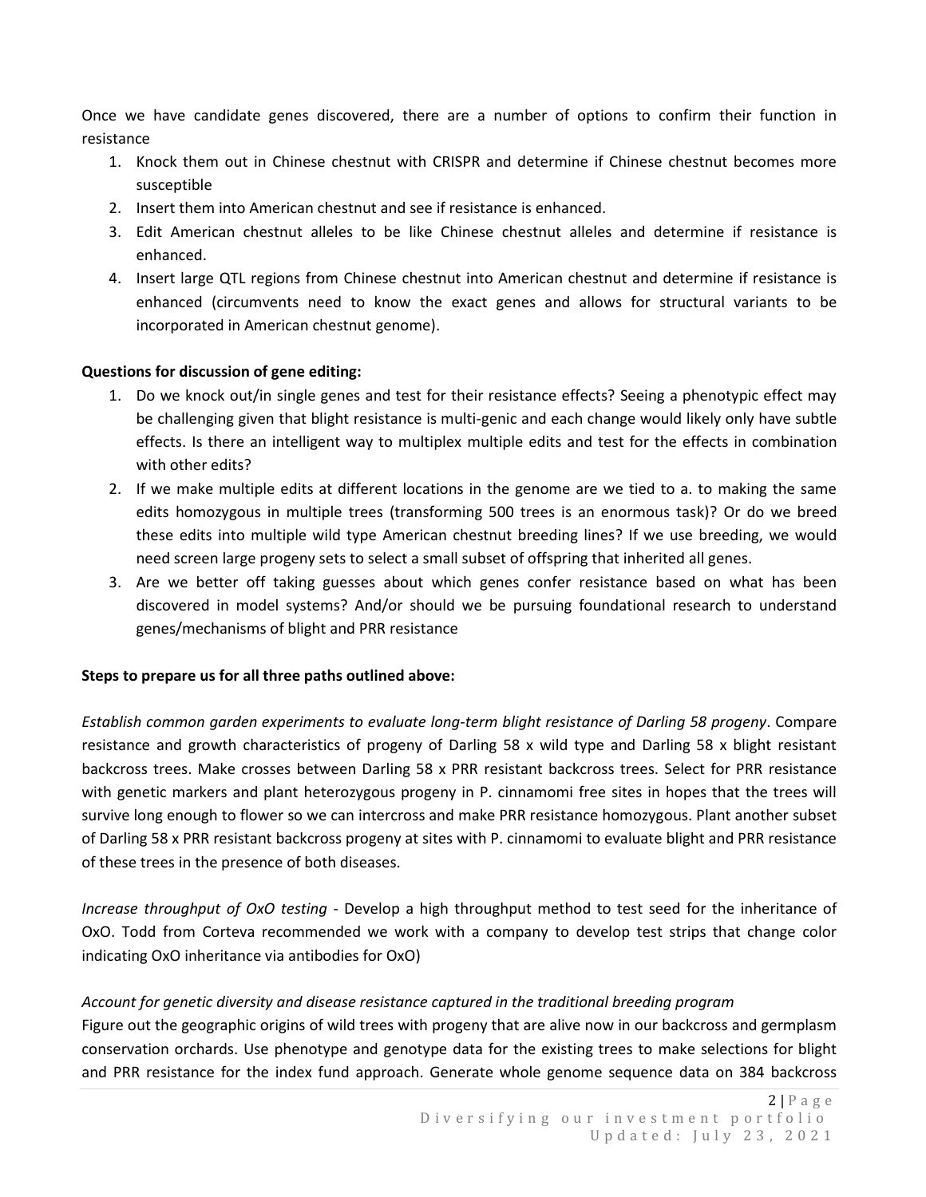Once we have candidate genes discovered, there are a number of options to confirm their function in resistance

1. Knock them out in Chinese chestnut with CRISPR and determine if Chinese chestnut becomes more susceptible
2. Insert them into American chestnut and see if resistance is enhanced.
3. Edit American chestnut alleles to be like Chinese chestnut alleles and determine if resistance is enhanced.
4. Insert large QTL regions from Chinese chestnut into American chestnut and determine if resistance is enhanced (circumvents need to know the exact genes and allows for structural variants to be incorporated in American chestnut genome).

**Questions for discussion of gene editing:**

1. Do we knock out/in single genes and test for their resistance effects? Seeing a phenotypic effect may be challenging given that blight resistance is multi-genic and each change would likely only have subtle effects. Is there an intelligent way to multiplex multiple edits and test for the effects in combination with other edits?
2. If we make multiple edits at different locations in the genome are we tied to a. to making the same edits homozygous in multiple trees (transforming 500 trees is an enormous task)? Or do we breed these edits into multiple wild type American chestnut breeding lines? If we use breeding, we would need screen large progeny sets to select a small subset of offspring that inherited all genes.
3. Are we better off taking guesses about which genes confer resistance based on what has been discovered in model systems? And/or should we be pursuing foundational research to understand genes/mechanisms of blight and PRR resistance

**Steps to prepare us for all three paths outlined above:**

*Establish common garden experiments to evaluate long-term blight resistance of Darling 58 progeny*. Compare resistance and growth characteristics of progeny of Darling 58 x wild type and Darling 58 x blight resistant backcross trees. Make crosses between Darling 58 x PRR resistant backcross trees. Select for PRR resistance with genetic markers and plant heterozygous progeny in P. cinnamomi free sites in hopes that the trees will survive long enough to flower so we can intercross and make PRR resistance homozygous. Plant another subset of Darling 58 x PRR resistant backcross progeny at sites with P. cinnamomi to evaluate blight and PRR resistance of these trees in the presence of both diseases.

*Increase throughput of OxO testing* - Develop a high throughput method to test seed for the inheritance of OxO. Todd from Corteva recommended we work with a company to develop test strips that change color indicating OxO inheritance via antibodies for OxO)

*Account for genetic diversity and disease resistance captured in the traditional breeding program*
Figure out the geographic origins of wild trees with progeny that are alive now in our backcross and germplasm conservation orchards. Use phenotype and genotype data for the existing trees to make selections for blight and PRR resistance for the index fund approach. Generate whole genome sequence data on 384 backcross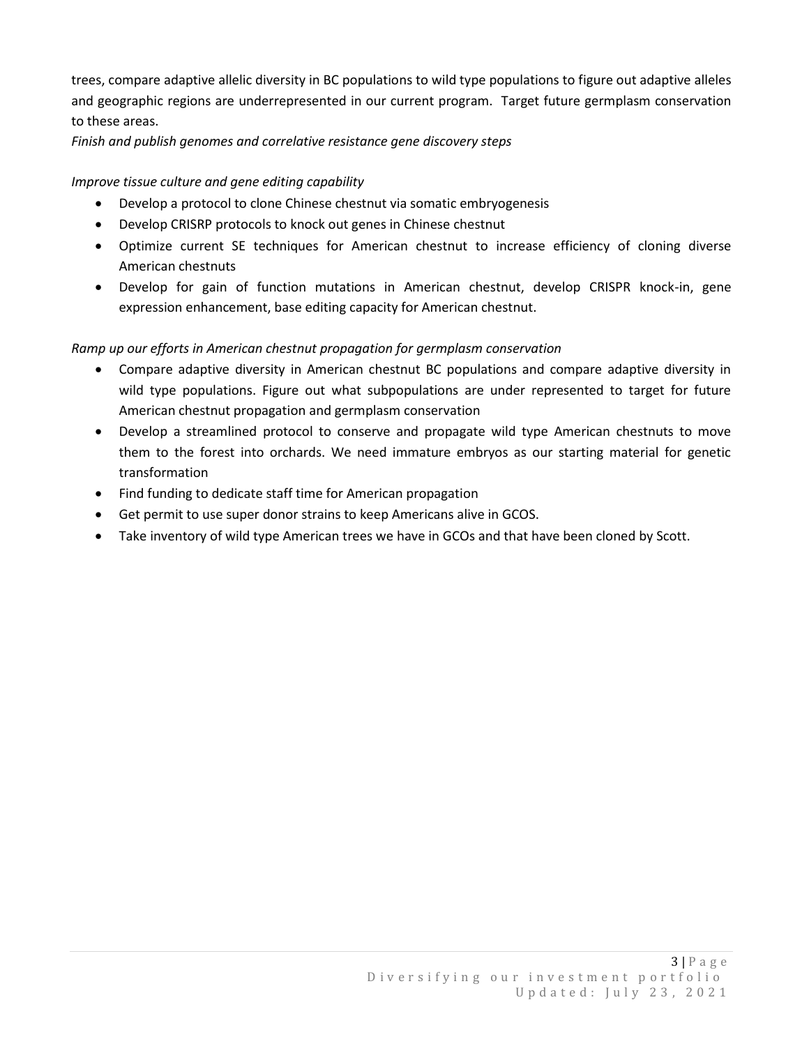trees, compare adaptive allelic diversity in BC populations to wild type populations to figure out adaptive alleles and geographic regions are underrepresented in our current program.  Target future germplasm conservation to these areas.

*Finish and publish genomes and correlative resistance gene discovery steps*

*Improve tissue culture and gene editing capability*

- Develop a protocol to clone Chinese chestnut via somatic embryogenesis
- Develop CRISRP protocols to knock out genes in Chinese chestnut
- Optimize current SE techniques for American chestnut to increase efficiency of cloning diverse American chestnuts
- Develop for gain of function mutations in American chestnut, develop CRISPR knock-in, gene expression enhancement, base editing capacity for American chestnut.

*Ramp up our efforts in American chestnut propagation for germplasm conservation*

- Compare adaptive diversity in American chestnut BC populations and compare adaptive diversity in wild type populations. Figure out what subpopulations are under represented to target for future American chestnut propagation and germplasm conservation
- Develop a streamlined protocol to conserve and propagate wild type American chestnuts to move them to the forest into orchards. We need immature embryos as our starting material for genetic transformation
- Find funding to dedicate staff time for American propagation
- Get permit to use super donor strains to keep Americans alive in GCOS.
- Take inventory of wild type American trees we have in GCOs and that have been cloned by Scott.